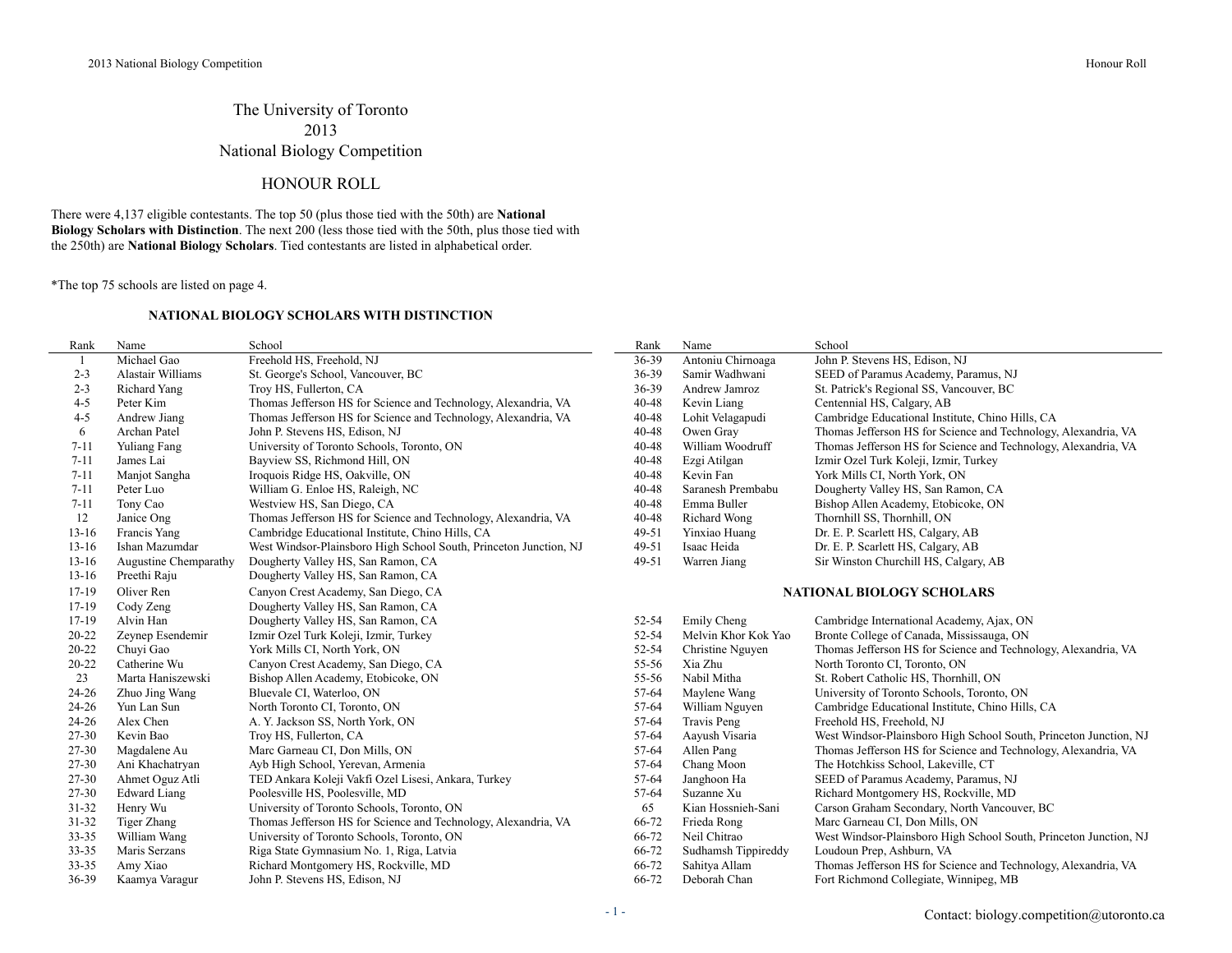# The University of Toronto 2013 National Biology Competition

## HONOUR ROLL

There were 4,137 eligible contestants. The top 50 (plus those tied with the 50th) are **National Biology Scholars with Distinction**. The next 200 (less those tied with the 50th, plus those tied with the 250th) are **National Biology Scholars**. Tied contestants are listed in alphabetical order.

*The top 75 schools are listed on page 4.

### NATIONAL BIOLOGY SCHOLARS WITH DISTINCTION

| Rank | Name | School |
|---|---|---|
| 1 | Michael Gao | Freehold HS, Freehold, NJ |
| 2-3 | Alastair Williams | St. George's School, Vancouver, BC |
| 2-3 | Richard Yang | Troy HS, Fullerton, CA |
| 4-5 | Peter Kim | Thomas Jefferson HS for Science and Technology, Alexandria, VA |
| 4-5 | Andrew Jiang | Thomas Jefferson HS for Science and Technology, Alexandria, VA |
| 6 | Archan Patel | John P. Stevens HS, Edison, NJ |
| 7-11 | Yuliang Fang | University of Toronto Schools, Toronto, ON |
| 7-11 | James Lai | Bayview SS, Richmond Hill, ON |
| 7-11 | Manjot Sangha | Iroquois Ridge HS, Oakville, ON |
| 7-11 | Peter Luo | William G. Enloe HS, Raleigh, NC |
| 7-11 | Tony Cao | Westview HS, San Diego, CA |
| 12 | Janice Ong | Thomas Jefferson HS for Science and Technology, Alexandria, VA |
| 13-16 | Francis Yang | Cambridge Educational Institute, Chino Hills, CA |
| 13-16 | Ishan Mazumdar | West Windsor-Plainsboro High School South, Princeton Junction, NJ |
| 13-16 | Augustine Chemparathy | Dougherty Valley HS, San Ramon, CA |
| 13-16 | Preethi Raju | Dougherty Valley HS, San Ramon, CA |
| 17-19 | Oliver Ren | Canyon Crest Academy, San Diego, CA |
| 17-19 | Cody Zeng | Dougherty Valley HS, San Ramon, CA |
| 17-19 | Alvin Han | Dougherty Valley HS, San Ramon, CA |
| 20-22 | Zeynep Esendemir | Izmir Ozel Turk Koleji, Izmir, Turkey |
| 20-22 | Chuyi Gao | York Mills CI, North York, ON |
| 20-22 | Catherine Wu | Canyon Crest Academy, San Diego, CA |
| 23 | Marta Haniszewski | Bishop Allen Academy, Etobicoke, ON |
| 24-26 | Zhuo Jing Wang | Bluevale CI, Waterloo, ON |
| 24-26 | Yun Lan Sun | North Toronto CI, Toronto, ON |
| 24-26 | Alex Chen | A. Y. Jackson SS, North York, ON |
| 27-30 | Kevin Bao | Troy HS, Fullerton, CA |
| 27-30 | Magdalene Au | Marc Garneau CI, Don Mills, ON |
| 27-30 | Ani Khachatryan | Ayb High School, Yerevan, Armenia |
| 27-30 | Ahmet Oguz Atli | TED Ankara Koleji Vakfi Ozel Lisesi, Ankara, Turkey |
| 27-30 | Edward Liang | Poolesville HS, Poolesville, MD |
| 31-32 | Henry Wu | University of Toronto Schools, Toronto, ON |
| 31-32 | Tiger Zhang | Thomas Jefferson HS for Science and Technology, Alexandria, VA |
| 33-35 | William Wang | University of Toronto Schools, Toronto, ON |
| 33-35 | Maris Serzans | Riga State Gymnasium No. 1, Riga, Latvia |
| 33-35 | Amy Xiao | Richard Montgomery HS, Rockville, MD |
| 36-39 | Kaamya Varagur | John P. Stevens HS, Edison, NJ |
| 36-39 | Antoniu Chirnoaga | John P. Stevens HS, Edison, NJ |
| 36-39 | Samir Wadhwani | SEED of Paramus Academy, Paramus, NJ |
| 36-39 | Andrew Jamroz | St. Patrick's Regional SS, Vancouver, BC |
| 40-48 | Kevin Liang | Centennial HS, Calgary, AB |
| 40-48 | Lohit Velagapudi | Cambridge Educational Institute, Chino Hills, CA |
| 40-48 | Owen Gray | Thomas Jefferson HS for Science and Technology, Alexandria, VA |
| 40-48 | William Woodruff | Thomas Jefferson HS for Science and Technology, Alexandria, VA |
| 40-48 | Ezgi Atilgan | Izmir Ozel Turk Koleji, Izmir, Turkey |
| 40-48 | Kevin Fan | York Mills CI, North York, ON |
| 40-48 | Saranesh Prembabu | Dougherty Valley HS, San Ramon, CA |
| 40-48 | Emma Buller | Bishop Allen Academy, Etobicoke, ON |
| 40-48 | Richard Wong | Thornhill SS, Thornhill, ON |
| 49-51 | Yinxiao Huang | Dr. E. P. Scarlett HS, Calgary, AB |
| 49-51 | Isaac Heida | Dr. E. P. Scarlett HS, Calgary, AB |
| 49-51 | Warren Jiang | Sir Winston Churchill HS, Calgary, AB |

### NATIONAL BIOLOGY SCHOLARS

| Rank | Name | School |
|---|---|---|
| 52-54 | Emily Cheng | Cambridge International Academy, Ajax, ON |
| 52-54 | Melvin Khor Kok Yao | Bronte College of Canada, Mississauga, ON |
| 52-54 | Christine Nguyen | Thomas Jefferson HS for Science and Technology, Alexandria, VA |
| 55-56 | Xia Zhu | North Toronto CI, Toronto, ON |
| 55-56 | Nabil Mitha | St. Robert Catholic HS, Thornhill, ON |
| 57-64 | Maylene Wang | University of Toronto Schools, Toronto, ON |
| 57-64 | William Nguyen | Cambridge Educational Institute, Chino Hills, CA |
| 57-64 | Travis Peng | Freehold HS, Freehold, NJ |
| 57-64 | Aayush Visaria | West Windsor-Plainsboro High School South, Princeton Junction, NJ |
| 57-64 | Allen Pang | Thomas Jefferson HS for Science and Technology, Alexandria, VA |
| 57-64 | Chang Moon | The Hotchkiss School, Lakeville, CT |
| 57-64 | Janghoon Ha | SEED of Paramus Academy, Paramus, NJ |
| 57-64 | Suzanne Xu | Richard Montgomery HS, Rockville, MD |
| 65 | Kian Hossnieh-Sani | Carson Graham Secondary, North Vancouver, BC |
| 66-72 | Frieda Rong | Marc Garneau CI, Don Mills, ON |
| 66-72 | Neil Chitrao | West Windsor-Plainsboro High School South, Princeton Junction, NJ |
| 66-72 | Sudhamsh Tippireddy | Loudoun Prep, Ashburn, VA |
| 66-72 | Sahitya Allam | Thomas Jefferson HS for Science and Technology, Alexandria, VA |
| 66-72 | Deborah Chan | Fort Richmond Collegiate, Winnipeg, MB |

Contact: biology.competition@utoronto.ca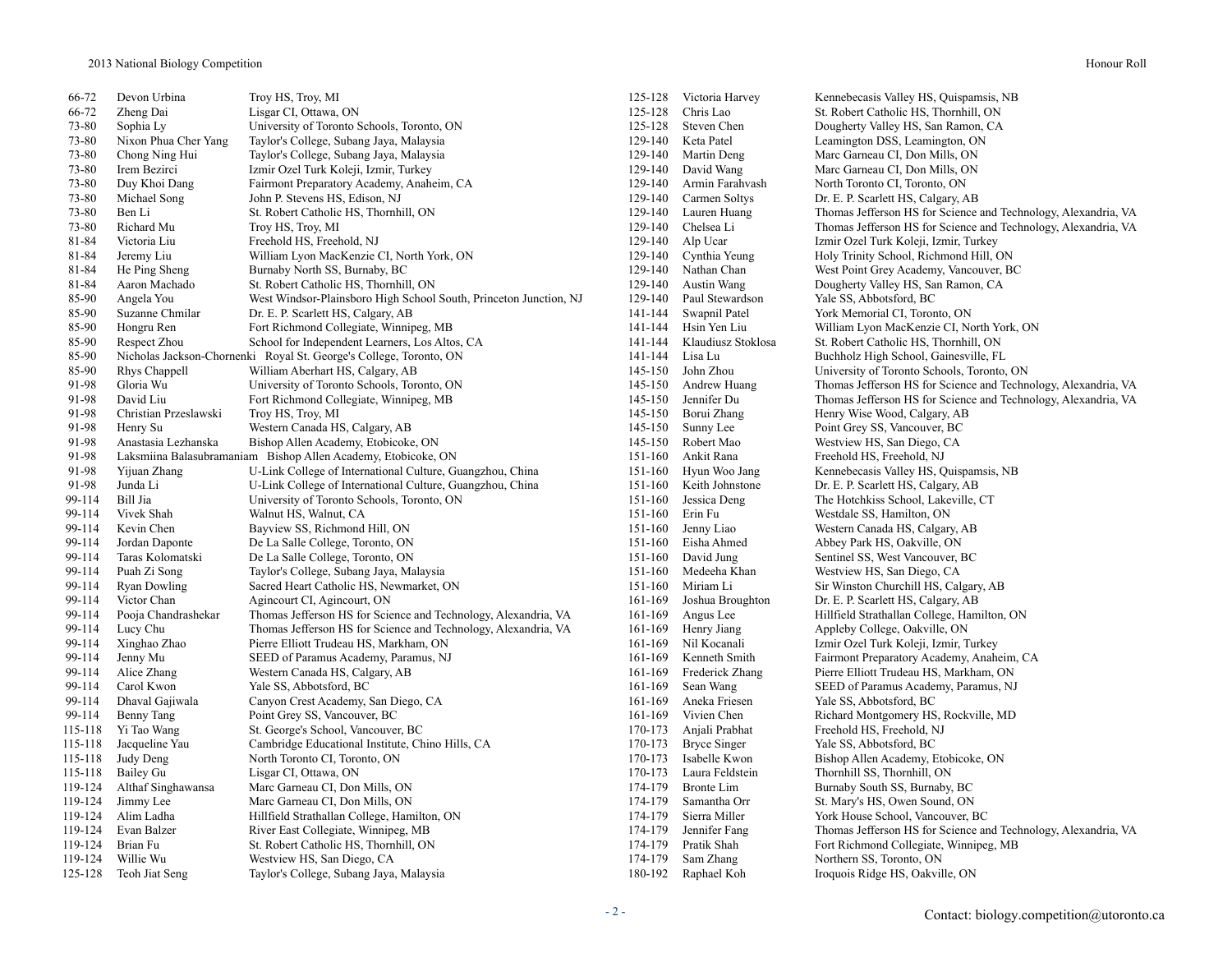| | | |
|---|---|---|
| 66-72 | Devon Urbina | Troy HS, Troy, MI |
| 66-72 | Zheng Dai | Lisgar CI, Ottawa, ON |
| 73-80 | Sophia Ly | University of Toronto Schools, Toronto, ON |
| 73-80 | Nixon Phua Cher Yang | Taylor's College, Subang Jaya, Malaysia |
| 73-80 | Chong Ning Hui | Taylor's College, Subang Jaya, Malaysia |
| 73-80 | Irem Bezirci | Izmir Ozel Turk Koleji, Izmir, Turkey |
| 73-80 | Duy Khoi Dang | Fairmont Preparatory Academy, Anaheim, CA |
| 73-80 | Michael Song | John P. Stevens HS, Edison, NJ |
| 73-80 | Ben Li | St. Robert Catholic HS, Thornhill, ON |
| 73-80 | Richard Mu | Troy HS, Troy, MI |
| 81-84 | Victoria Liu | Freehold HS, Freehold, NJ |
| 81-84 | Jeremy Liu | William Lyon MacKenzie CI, North York, ON |
| 81-84 | He Ping Sheng | Burnaby North SS, Burnaby, BC |
| 81-84 | Aaron Machado | St. Robert Catholic HS, Thornhill, ON |
| 85-90 | Angela You | West Windsor-Plainsboro High School South, Princeton Junction, NJ |
| 85-90 | Suzanne Chmilar | Dr. E. P. Scarlett HS, Calgary, AB |
| 85-90 | Hongru Ren | Fort Richmond Collegiate, Winnipeg, MB |
| 85-90 | Respect Zhou | School for Independent Learners, Los Altos, CA |
| 85-90 | Nicholas Jackson-Chornenki | Royal St. George's College, Toronto, ON |
| 85-90 | Rhys Chappell | William Aberhart HS, Calgary, AB |
| 91-98 | Gloria Wu | University of Toronto Schools, Toronto, ON |
| 91-98 | David Liu | Fort Richmond Collegiate, Winnipeg, MB |
| 91-98 | Christian Przeslawski | Troy HS, Troy, MI |
| 91-98 | Henry Su | Western Canada HS, Calgary, AB |
| 91-98 | Anastasia Lezhanska | Bishop Allen Academy, Etobicoke, ON |
| 91-98 | Laksmiina Balasubramaniam | Bishop Allen Academy, Etobicoke, ON |
| 91-98 | Yijuan Zhang | U-Link College of International Culture, Guangzhou, China |
| 91-98 | Junda Li | U-Link College of International Culture, Guangzhou, China |
| 99-114 | Bill Jia | University of Toronto Schools, Toronto, ON |
| 99-114 | Vivek Shah | Walnut HS, Walnut, CA |
| 99-114 | Kevin Chen | Bayview SS, Richmond Hill, ON |
| 99-114 | Jordan Daponte | De La Salle College, Toronto, ON |
| 99-114 | Taras Kolomatski | De La Salle College, Toronto, ON |
| 99-114 | Puah Zi Song | Taylor's College, Subang Jaya, Malaysia |
| 99-114 | Ryan Dowling | Sacred Heart Catholic HS, Newmarket, ON |
| 99-114 | Victor Chan | Agincourt CI, Agincourt, ON |
| 99-114 | Pooja Chandrashekar | Thomas Jefferson HS for Science and Technology, Alexandria, VA |
| 99-114 | Lucy Chu | Thomas Jefferson HS for Science and Technology, Alexandria, VA |
| 99-114 | Xinghao Zhao | Pierre Elliott Trudeau HS, Markham, ON |
| 99-114 | Jenny Mu | SEED of Paramus Academy, Paramus, NJ |
| 99-114 | Alice Zhang | Western Canada HS, Calgary, AB |
| 99-114 | Carol Kwon | Yale SS, Abbotsford, BC |
| 99-114 | Dhaval Gajiwala | Canyon Crest Academy, San Diego, CA |
| 99-114 | Benny Tang | Point Grey SS, Vancouver, BC |
| 115-118 | Yi Tao Wang | St. George's School, Vancouver, BC |
| 115-118 | Jacqueline Yau | Cambridge Educational Institute, Chino Hills, CA |
| 115-118 | Judy Deng | North Toronto CI, Toronto, ON |
| 115-118 | Bailey Gu | Lisgar CI, Ottawa, ON |
| 119-124 | Althaf Singhawansa | Marc Garneau CI, Don Mills, ON |
| 119-124 | Jimmy Lee | Marc Garneau CI, Don Mills, ON |
| 119-124 | Alim Ladha | Hillfield Strathallan College, Hamilton, ON |
| 119-124 | Evan Balzer | River East Collegiate, Winnipeg, MB |
| 119-124 | Brian Fu | St. Robert Catholic HS, Thornhill, ON |
| 119-124 | Willie Wu | Westview HS, San Diego, CA |
| 125-128 | Teoh Jiat Seng | Taylor's College, Subang Jaya, Malaysia |
| 125-128 | Victoria Harvey | Kennebecasis Valley HS, Quispamsis, NB |
| 125-128 | Chris Lao | St. Robert Catholic HS, Thornhill, ON |
| 125-128 | Steven Chen | Dougherty Valley HS, San Ramon, CA |
| 129-140 | Keta Patel | Leamington DSS, Leamington, ON |
| 129-140 | Martin Deng | Marc Garneau CI, Don Mills, ON |
| 129-140 | David Wang | Marc Garneau CI, Don Mills, ON |
| 129-140 | Armin Farahvash | North Toronto CI, Toronto, ON |
| 129-140 | Carmen Soltys | Dr. E. P. Scarlett HS, Calgary, AB |
| 129-140 | Lauren Huang | Thomas Jefferson HS for Science and Technology, Alexandria, VA |
| 129-140 | Chelsea Li | Thomas Jefferson HS for Science and Technology, Alexandria, VA |
| 129-140 | Alp Ucar | Izmir Ozel Turk Koleji, Izmir, Turkey |
| 129-140 | Cynthia Yeung | Holy Trinity School, Richmond Hill, ON |
| 129-140 | Nathan Chan | West Point Grey Academy, Vancouver, BC |
| 129-140 | Austin Wang | Dougherty Valley HS, San Ramon, CA |
| 129-140 | Paul Stewardson | Yale SS, Abbotsford, BC |
| 141-144 | Swapnil Patel | York Memorial CI, Toronto, ON |
| 141-144 | Hsin Yen Liu | William Lyon MacKenzie CI, North York, ON |
| 141-144 | Klaudiusz Stoklosa | St. Robert Catholic HS, Thornhill, ON |
| 141-144 | Lisa Lu | Buchholz High School, Gainesville, FL |
| 145-150 | John Zhou | University of Toronto Schools, Toronto, ON |
| 145-150 | Andrew Huang | Thomas Jefferson HS for Science and Technology, Alexandria, VA |
| 145-150 | Jennifer Du | Thomas Jefferson HS for Science and Technology, Alexandria, VA |
| 145-150 | Borui Zhang | Henry Wise Wood, Calgary, AB |
| 145-150 | Sunny Lee | Point Grey SS, Vancouver, BC |
| 145-150 | Robert Mao | Westview HS, San Diego, CA |
| 151-160 | Ankit Rana | Freehold HS, Freehold, NJ |
| 151-160 | Hyun Woo Jang | Kennebecasis Valley HS, Quispamsis, NB |
| 151-160 | Keith Johnstone | Dr. E. P. Scarlett HS, Calgary, AB |
| 151-160 | Jessica Deng | The Hotchkiss School, Lakeville, CT |
| 151-160 | Erin Fu | Westdale SS, Hamilton, ON |
| 151-160 | Jenny Liao | Western Canada HS, Calgary, AB |
| 151-160 | Eisha Ahmed | Abbey Park HS, Oakville, ON |
| 151-160 | David Jung | Sentinel SS, West Vancouver, BC |
| 151-160 | Medeeha Khan | Westview HS, San Diego, CA |
| 151-160 | Miriam Li | Sir Winston Churchill HS, Calgary, AB |
| 161-169 | Joshua Broughton | Dr. E. P. Scarlett HS, Calgary, AB |
| 161-169 | Angus Lee | Hillfield Strathallan College, Hamilton, ON |
| 161-169 | Henry Jiang | Appleby College, Oakville, ON |
| 161-169 | Nil Kocanali | Izmir Ozel Turk Koleji, Izmir, Turkey |
| 161-169 | Kenneth Smith | Fairmont Preparatory Academy, Anaheim, CA |
| 161-169 | Frederick Zhang | Pierre Elliott Trudeau HS, Markham, ON |
| 161-169 | Sean Wang | SEED of Paramus Academy, Paramus, NJ |
| 161-169 | Aneka Friesen | Yale SS, Abbotsford, BC |
| 161-169 | Vivien Chen | Richard Montgomery HS, Rockville, MD |
| 170-173 | Anjali Prabhat | Freehold HS, Freehold, NJ |
| 170-173 | Bryce Singer | Yale SS, Abbotsford, BC |
| 170-173 | Isabelle Kwon | Bishop Allen Academy, Etobicoke, ON |
| 170-173 | Laura Feldstein | Thornhill SS, Thornhill, ON |
| 174-179 | Bronte Lim | Burnaby South SS, Burnaby, BC |
| 174-179 | Samantha Orr | St. Mary's HS, Owen Sound, ON |
| 174-179 | Sierra Miller | York House School, Vancouver, BC |
| 174-179 | Jennifer Fang | Thomas Jefferson HS for Science and Technology, Alexandria, VA |
| 174-179 | Pratik Shah | Fort Richmond Collegiate, Winnipeg, MB |
| 174-179 | Sam Zhang | Northern SS, Toronto, ON |
| 180-192 | Raphael Koh | Iroquois Ridge HS, Oakville, ON |

Contact: biology.competition@utoronto.ca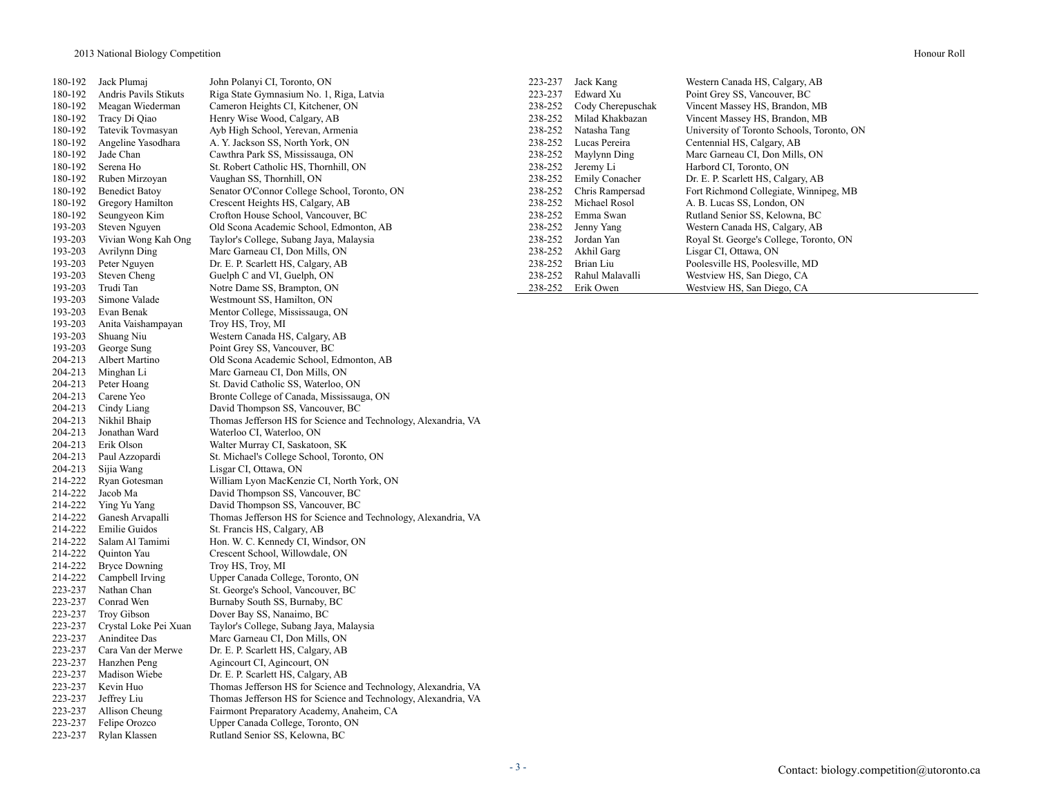| | | |
|---|---|---|
| 180-192 | Jack Plumaj | John Polanyi CI, Toronto, ON |
| 180-192 | Andris Pavils Stikuts | Riga State Gymnasium No. 1, Riga, Latvia |
| 180-192 | Meagan Wiederman | Cameron Heights CI, Kitchener, ON |
| 180-192 | Tracy Di Qiao | Henry Wise Wood, Calgary, AB |
| 180-192 | Tatevik Tovmasyan | Ayb High School, Yerevan, Armenia |
| 180-192 | Angeline Yasodhara | A. Y. Jackson SS, North York, ON |
| 180-192 | Jade Chan | Cawthra Park SS, Mississauga, ON |
| 180-192 | Serena Ho | St. Robert Catholic HS, Thornhill, ON |
| 180-192 | Ruben Mirzoyan | Vaughan SS, Thornhill, ON |
| 180-192 | Benedict Batoy | Senator O'Connor College School, Toronto, ON |
| 180-192 | Gregory Hamilton | Crescent Heights HS, Calgary, AB |
| 180-192 | Seungyeon Kim | Crofton House School, Vancouver, BC |
| 193-203 | Steven Nguyen | Old Scona Academic School, Edmonton, AB |
| 193-203 | Vivian Wong Kah Ong | Taylor's College, Subang Jaya, Malaysia |
| 193-203 | Avrilynn Ding | Marc Garneau CI, Don Mills, ON |
| 193-203 | Peter Nguyen | Dr. E. P. Scarlett HS, Calgary, AB |
| 193-203 | Steven Cheng | Guelph C and VI, Guelph, ON |
| 193-203 | Trudi Tan | Notre Dame SS, Brampton, ON |
| 193-203 | Simone Valade | Westmount SS, Hamilton, ON |
| 193-203 | Evan Benak | Mentor College, Mississauga, ON |
| 193-203 | Anita Vaishampayan | Troy HS, Troy, MI |
| 193-203 | Shuang Niu | Western Canada HS, Calgary, AB |
| 193-203 | George Sung | Point Grey SS, Vancouver, BC |
| 204-213 | Albert Martino | Old Scona Academic School, Edmonton, AB |
| 204-213 | Minghan Li | Marc Garneau CI, Don Mills, ON |
| 204-213 | Peter Hoang | St. David Catholic SS, Waterloo, ON |
| 204-213 | Carene Yeo | Bronte College of Canada, Mississauga, ON |
| 204-213 | Cindy Liang | David Thompson SS, Vancouver, BC |
| 204-213 | Nikhil Bhaip | Thomas Jefferson HS for Science and Technology, Alexandria, VA |
| 204-213 | Jonathan Ward | Waterloo CI, Waterloo, ON |
| 204-213 | Erik Olson | Walter Murray CI, Saskatoon, SK |
| 204-213 | Paul Azzopardi | St. Michael's College School, Toronto, ON |
| 204-213 | Sijia Wang | Lisgar CI, Ottawa, ON |
| 214-222 | Ryan Gotesman | William Lyon MacKenzie CI, North York, ON |
| 214-222 | Jacob Ma | David Thompson SS, Vancouver, BC |
| 214-222 | Ying Yu Yang | David Thompson SS, Vancouver, BC |
| 214-222 | Ganesh Arvapalli | Thomas Jefferson HS for Science and Technology, Alexandria, VA |
| 214-222 | Emilie Guidos | St. Francis HS, Calgary, AB |
| 214-222 | Salam Al Tamimi | Hon. W. C. Kennedy CI, Windsor, ON |
| 214-222 | Quinton Yau | Crescent School, Willowdale, ON |
| 214-222 | Bryce Downing | Troy HS, Troy, MI |
| 214-222 | Campbell Irving | Upper Canada College, Toronto, ON |
| 223-237 | Nathan Chan | St. George's School, Vancouver, BC |
| 223-237 | Conrad Wen | Burnaby South SS, Burnaby, BC |
| 223-237 | Troy Gibson | Dover Bay SS, Nanaimo, BC |
| 223-237 | Crystal Loke Pei Xuan | Taylor's College, Subang Jaya, Malaysia |
| 223-237 | Aninditee Das | Marc Garneau CI, Don Mills, ON |
| 223-237 | Cara Van der Merwe | Dr. E. P. Scarlett HS, Calgary, AB |
| 223-237 | Hanzhen Peng | Agincourt CI, Agincourt, ON |
| 223-237 | Madison Wiebe | Dr. E. P. Scarlett HS, Calgary, AB |
| 223-237 | Kevin Huo | Thomas Jefferson HS for Science and Technology, Alexandria, VA |
| 223-237 | Jeffrey Liu | Thomas Jefferson HS for Science and Technology, Alexandria, VA |
| 223-237 | Allison Cheung | Fairmont Preparatory Academy, Anaheim, CA |
| 223-237 | Felipe Orozco | Upper Canada College, Toronto, ON |
| 223-237 | Rylan Klassen | Rutland Senior SS, Kelowna, BC |
| 223-237 | Jack Kang | Western Canada HS, Calgary, AB |
| 223-237 | Edward Xu | Point Grey SS, Vancouver, BC |
| 238-252 | Cody Cherepuschak | Vincent Massey HS, Brandon, MB |
| 238-252 | Milad Khakbazan | Vincent Massey HS, Brandon, MB |
| 238-252 | Natasha Tang | University of Toronto Schools, Toronto, ON |
| 238-252 | Lucas Pereira | Centennial HS, Calgary, AB |
| 238-252 | Maylynn Ding | Marc Garneau CI, Don Mills, ON |
| 238-252 | Jeremy Li | Harbord CI, Toronto, ON |
| 238-252 | Emily Conacher | Dr. E. P. Scarlett HS, Calgary, AB |
| 238-252 | Chris Rampersad | Fort Richmond Collegiate, Winnipeg, MB |
| 238-252 | Michael Rosol | A. B. Lucas SS, London, ON |
| 238-252 | Emma Swan | Rutland Senior SS, Kelowna, BC |
| 238-252 | Jenny Yang | Western Canada HS, Calgary, AB |
| 238-252 | Jordan Yan | Royal St. George's College, Toronto, ON |
| 238-252 | Akhil Garg | Lisgar CI, Ottawa, ON |
| 238-252 | Brian Liu | Poolesville HS, Poolesville, MD |
| 238-252 | Rahul Malavalli | Westview HS, San Diego, CA |
| 238-252 | Erik Owen | Westview HS, San Diego, CA |

Contact: biology.competition@utoronto.ca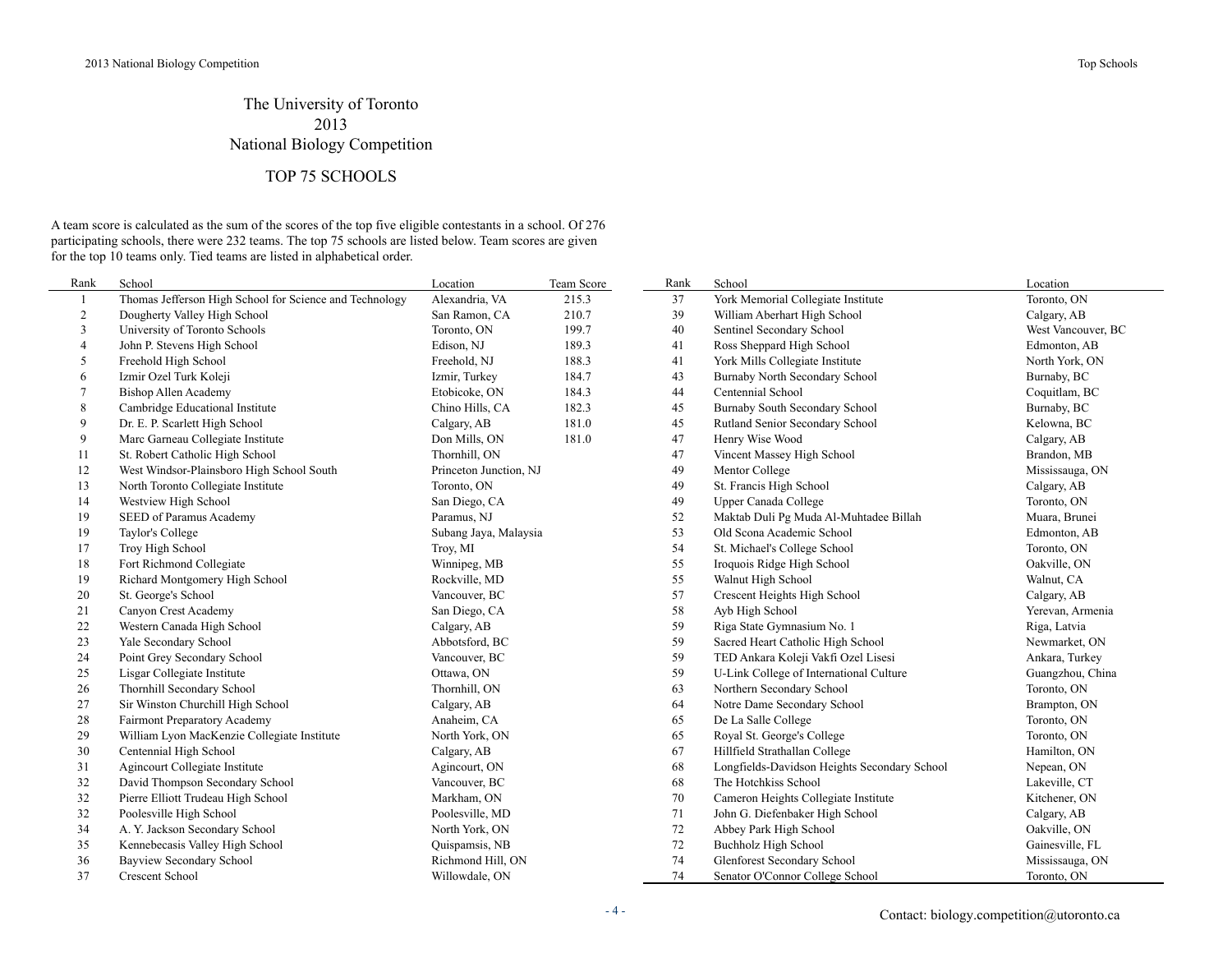# The University of Toronto
# 2013
# National Biology Competition

## TOP 75 SCHOOLS

A team score is calculated as the sum of the scores of the top five eligible contestants in a school. Of 276 participating schools, there were 232 teams. The top 75 schools are listed below. Team scores are given for the top 10 teams only. Tied teams are listed in alphabetical order.

| Rank | School | Location | Team Score |
|---|---|---|---|
| 1 | Thomas Jefferson High School for Science and Technology | Alexandria, VA | 215.3 |
| 2 | Dougherty Valley High School | San Ramon, CA | 210.7 |
| 3 | University of Toronto Schools | Toronto, ON | 199.7 |
| 4 | John P. Stevens High School | Edison, NJ | 189.3 |
| 5 | Freehold High School | Freehold, NJ | 188.3 |
| 6 | Izmir Ozel Turk Koleji | Izmir, Turkey | 184.7 |
| 7 | Bishop Allen Academy | Etobicoke, ON | 184.3 |
| 8 | Cambridge Educational Institute | Chino Hills, CA | 182.3 |
| 9 | Dr. E. P. Scarlett High School | Calgary, AB | 181.0 |
| 9 | Marc Garneau Collegiate Institute | Don Mills, ON | 181.0 |
| 11 | St. Robert Catholic High School | Thornhill, ON | |
| 12 | West Windsor-Plainsboro High School South | Princeton Junction, NJ | |
| 13 | North Toronto Collegiate Institute | Toronto, ON | |
| 14 | Westview High School | San Diego, CA | |
| 19 | SEED of Paramus Academy | Paramus, NJ | |
| 19 | Taylor's College | Subang Jaya, Malaysia | |
| 17 | Troy High School | Troy, MI | |
| 18 | Fort Richmond Collegiate | Winnipeg, MB | |
| 19 | Richard Montgomery High School | Rockville, MD | |
| 20 | St. George's School | Vancouver, BC | |
| 21 | Canyon Crest Academy | San Diego, CA | |
| 22 | Western Canada High School | Calgary, AB | |
| 23 | Yale Secondary School | Abbotsford, BC | |
| 24 | Point Grey Secondary School | Vancouver, BC | |
| 25 | Lisgar Collegiate Institute | Ottawa, ON | |
| 26 | Thornhill Secondary School | Thornhill, ON | |
| 27 | Sir Winston Churchill High School | Calgary, AB | |
| 28 | Fairmont Preparatory Academy | Anaheim, CA | |
| 29 | William Lyon MacKenzie Collegiate Institute | North York, ON | |
| 30 | Centennial High School | Calgary, AB | |
| 31 | Agincourt Collegiate Institute | Agincourt, ON | |
| 32 | David Thompson Secondary School | Vancouver, BC | |
| 32 | Pierre Elliott Trudeau High School | Markham, ON | |
| 32 | Poolesville High School | Poolesville, MD | |
| 34 | A. Y. Jackson Secondary School | North York, ON | |
| 35 | Kennebecasis Valley High School | Quispamsis, NB | |
| 36 | Bayview Secondary School | Richmond Hill, ON | |
| 37 | Crescent School | Willowdale, ON | |

| Rank | School | Location |
|---|---|---|
| 37 | York Memorial Collegiate Institute | Toronto, ON |
| 39 | William Aberhart High School | Calgary, AB |
| 40 | Sentinel Secondary School | West Vancouver, BC |
| 41 | Ross Sheppard High School | Edmonton, AB |
| 41 | York Mills Collegiate Institute | North York, ON |
| 43 | Burnaby North Secondary School | Burnaby, BC |
| 44 | Centennial School | Coquitlam, BC |
| 45 | Burnaby South Secondary School | Burnaby, BC |
| 45 | Rutland Senior Secondary School | Kelowna, BC |
| 47 | Henry Wise Wood | Calgary, AB |
| 47 | Vincent Massey High School | Brandon, MB |
| 49 | Mentor College | Mississauga, ON |
| 49 | St. Francis High School | Calgary, AB |
| 49 | Upper Canada College | Toronto, ON |
| 52 | Maktab Duli Pg Muda Al-Muhtadee Billah | Muara, Brunei |
| 53 | Old Scona Academic School | Edmonton, AB |
| 54 | St. Michael's College School | Toronto, ON |
| 55 | Iroquois Ridge High School | Oakville, ON |
| 55 | Walnut High School | Walnut, CA |
| 57 | Crescent Heights High School | Calgary, AB |
| 58 | Ayb High School | Yerevan, Armenia |
| 59 | Riga State Gymnasium No. 1 | Riga, Latvia |
| 59 | Sacred Heart Catholic High School | Newmarket, ON |
| 59 | TED Ankara Koleji Vakfi Ozel Lisesi | Ankara, Turkey |
| 59 | U-Link College of International Culture | Guangzhou, China |
| 63 | Northern Secondary School | Toronto, ON |
| 64 | Notre Dame Secondary School | Brampton, ON |
| 65 | De La Salle College | Toronto, ON |
| 65 | Royal St. George's College | Toronto, ON |
| 67 | Hillfield Strathallan College | Hamilton, ON |
| 68 | Longfields-Davidson Heights Secondary School | Nepean, ON |
| 68 | The Hotchkiss School | Lakeville, CT |
| 70 | Cameron Heights Collegiate Institute | Kitchener, ON |
| 71 | John G. Diefenbaker High School | Calgary, AB |
| 72 | Abbey Park High School | Oakville, ON |
| 72 | Buchholz High School | Gainesville, FL |
| 74 | Glenforest Secondary School | Mississauga, ON |
| 74 | Senator O'Connor College School | Toronto, ON |

Contact: biology.competition@utoronto.ca